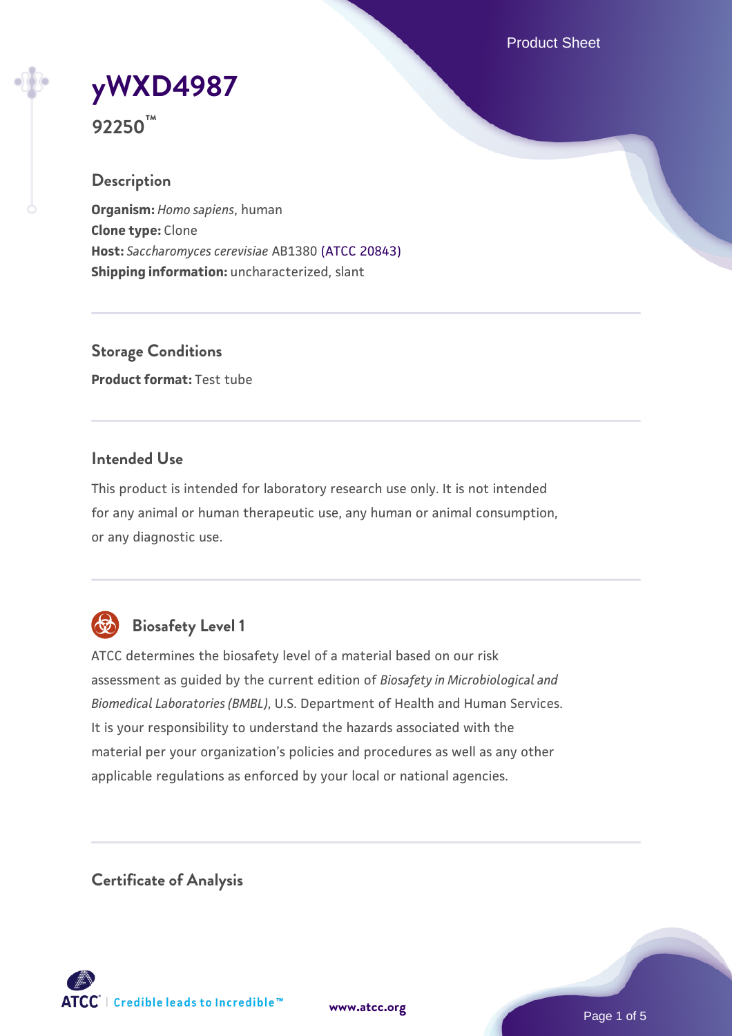# yWXD4987

**92250™**

## Description

**Organism:** *Homo sapiens*, human
**Clone type:** Clone
**Host:** *Saccharomyces cerevisiae* AB1380 (ATCC 20843)
**Shipping information:** uncharacterized, slant

## Storage Conditions

**Product format:** Test tube

## Intended Use

This product is intended for laboratory research use only. It is not intended for any animal or human therapeutic use, any human or animal consumption, or any diagnostic use.

## Biosafety Level 1

ATCC determines the biosafety level of a material based on our risk assessment as guided by the current edition of *Biosafety in Microbiological and Biomedical Laboratories (BMBL)*, U.S. Department of Health and Human Services. It is your responsibility to understand the hazards associated with the material per your organization's policies and procedures as well as any other applicable regulations as enforced by your local or national agencies.

## Certificate of Analysis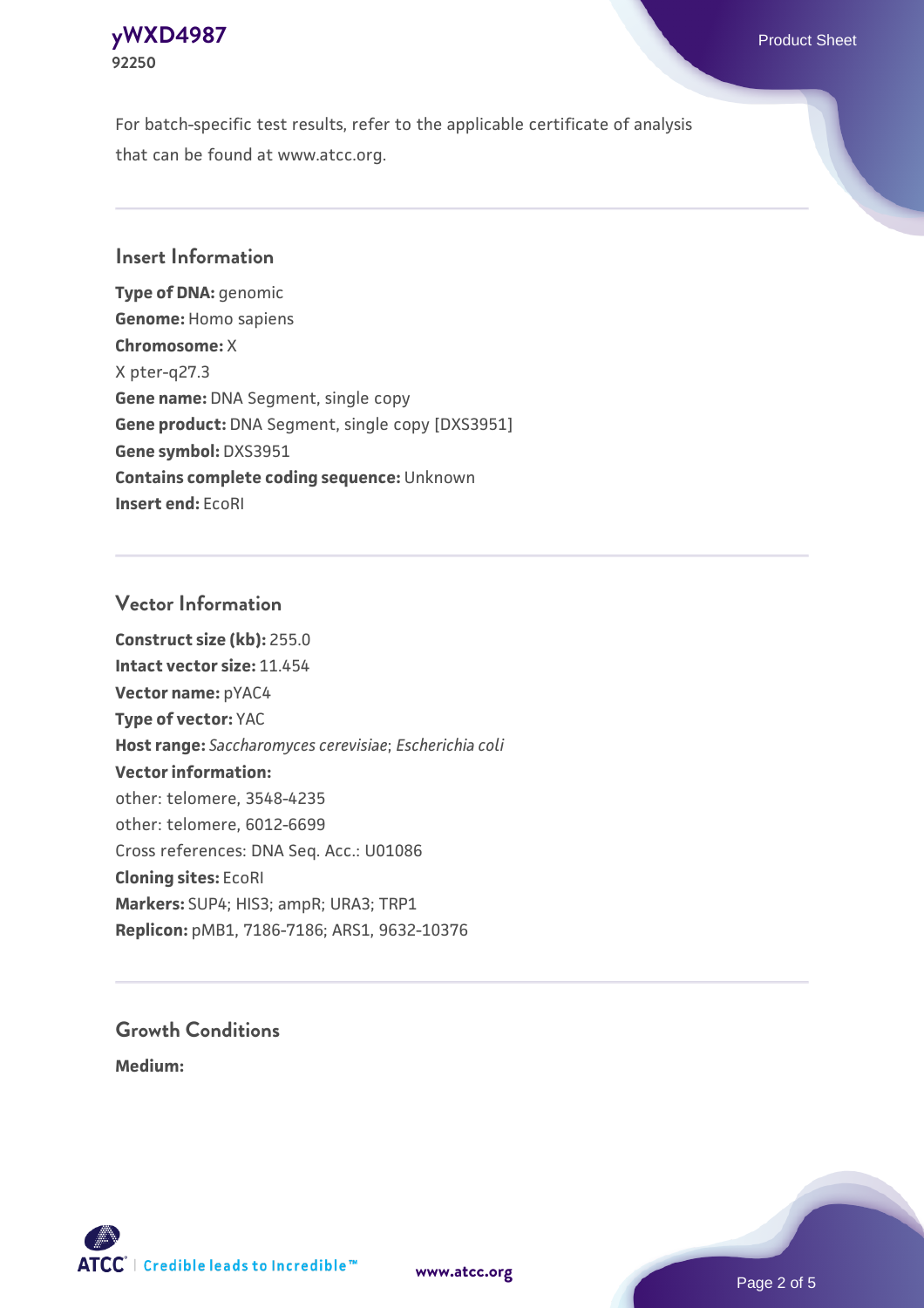For batch-specific test results, refer to the applicable certificate of analysis that can be found at www.atcc.org.

## Insert Information

**Type of DNA:** genomic
**Genome:** Homo sapiens
**Chromosome:** X
X pter-q27.3
**Gene name:** DNA Segment, single copy
**Gene product:** DNA Segment, single copy [DXS3951]
**Gene symbol:** DXS3951
**Contains complete coding sequence:** Unknown
**Insert end:** EcoRI

## Vector Information

**Construct size (kb):** 255.0
**Intact vector size:** 11.454
**Vector name:** pYAC4
**Type of vector:** YAC
**Host range:** *Saccharomyces cerevisiae*; *Escherichia coli*
**Vector information:**
other: telomere, 3548-4235
other: telomere, 6012-6699
Cross references: DNA Seq. Acc.: U01086
**Cloning sites:** EcoRI
**Markers:** SUP4; HIS3; ampR; URA3; TRP1
**Replicon:** pMB1, 7186-7186; ARS1, 9632-10376

## Growth Conditions

**Medium:**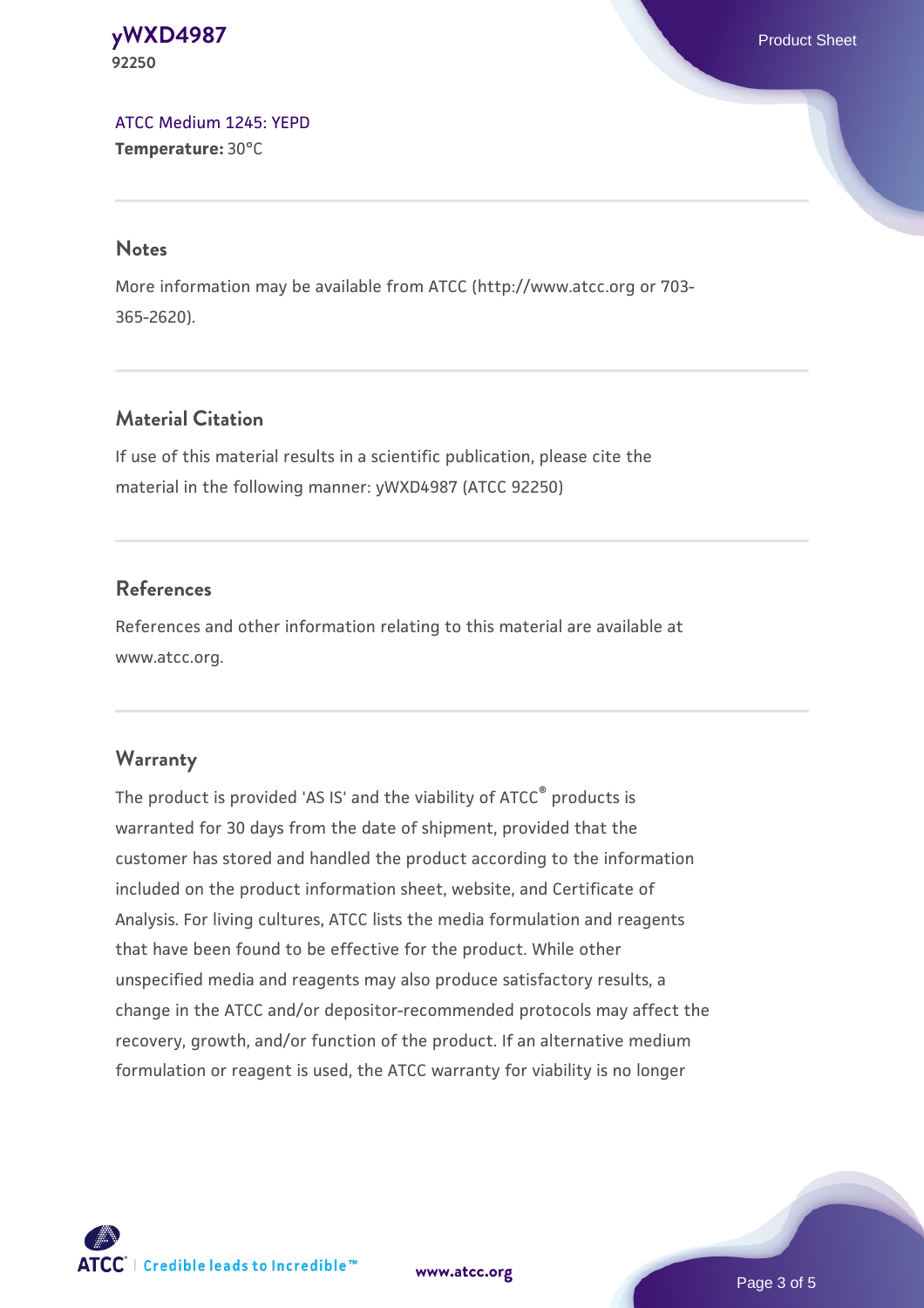ATCC Medium 1245: YEPD
**Temperature:** 30°C

## Notes

More information may be available from ATCC (http://www.atcc.org or 703-365-2620).

## Material Citation

If use of this material results in a scientific publication, please cite the material in the following manner: yWXD4987 (ATCC 92250)

## References

References and other information relating to this material are available at www.atcc.org.

## Warranty

The product is provided 'AS IS' and the viability of ATCC® products is warranted for 30 days from the date of shipment, provided that the customer has stored and handled the product according to the information included on the product information sheet, website, and Certificate of Analysis. For living cultures, ATCC lists the media formulation and reagents that have been found to be effective for the product. While other unspecified media and reagents may also produce satisfactory results, a change in the ATCC and/or depositor-recommended protocols may affect the recovery, growth, and/or function of the product. If an alternative medium formulation or reagent is used, the ATCC warranty for viability is no longer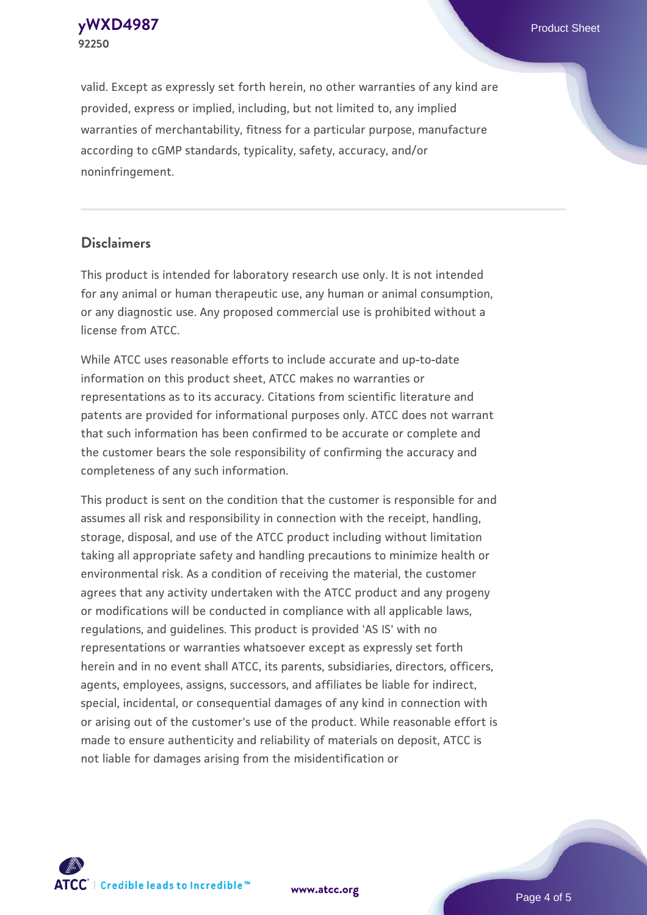valid. Except as expressly set forth herein, no other warranties of any kind are provided, express or implied, including, but not limited to, any implied warranties of merchantability, fitness for a particular purpose, manufacture according to cGMP standards, typicality, safety, accuracy, and/or noninfringement.

## Disclaimers

This product is intended for laboratory research use only. It is not intended for any animal or human therapeutic use, any human or animal consumption, or any diagnostic use. Any proposed commercial use is prohibited without a license from ATCC.

While ATCC uses reasonable efforts to include accurate and up-to-date information on this product sheet, ATCC makes no warranties or representations as to its accuracy. Citations from scientific literature and patents are provided for informational purposes only. ATCC does not warrant that such information has been confirmed to be accurate or complete and the customer bears the sole responsibility of confirming the accuracy and completeness of any such information.

This product is sent on the condition that the customer is responsible for and assumes all risk and responsibility in connection with the receipt, handling, storage, disposal, and use of the ATCC product including without limitation taking all appropriate safety and handling precautions to minimize health or environmental risk. As a condition of receiving the material, the customer agrees that any activity undertaken with the ATCC product and any progeny or modifications will be conducted in compliance with all applicable laws, regulations, and guidelines. This product is provided 'AS IS' with no representations or warranties whatsoever except as expressly set forth herein and in no event shall ATCC, its parents, subsidiaries, directors, officers, agents, employees, assigns, successors, and affiliates be liable for indirect, special, incidental, or consequential damages of any kind in connection with or arising out of the customer's use of the product. While reasonable effort is made to ensure authenticity and reliability of materials on deposit, ATCC is not liable for damages arising from the misidentification or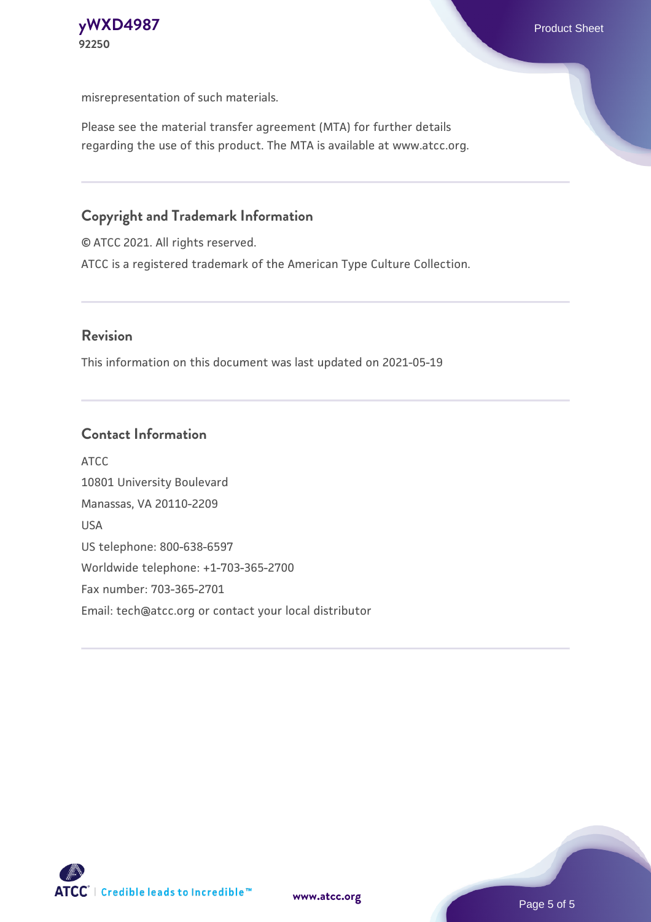misrepresentation of such materials.

Please see the material transfer agreement (MTA) for further details regarding the use of this product. The MTA is available at www.atcc.org.

## Copyright and Trademark Information

© ATCC 2021. All rights reserved.

ATCC is a registered trademark of the American Type Culture Collection.

## Revision

This information on this document was last updated on 2021-05-19

## Contact Information

ATCC
10801 University Boulevard
Manassas, VA 20110-2209
USA
US telephone: 800-638-6597
Worldwide telephone: +1-703-365-2700
Fax number: 703-365-2701
Email: tech@atcc.org or contact your local distributor